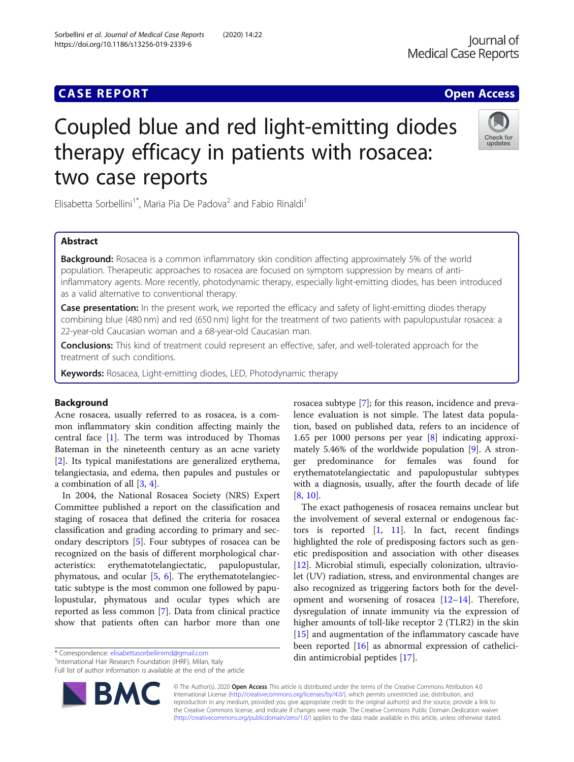CASE REPORT

Open Access

# Coupled blue and red light-emitting diodes therapy efficacy in patients with rosacea: two case reports

Elisabetta Sorbellini[1*], Maria Pia De Padova[2] and Fabio Rinaldi[1]

## Abstract

**Background:** Rosacea is a common inflammatory skin condition affecting approximately 5% of the world population. Therapeutic approaches to rosacea are focused on symptom suppression by means of anti-inflammatory agents. More recently, photodynamic therapy, especially light-emitting diodes, has been introduced as a valid alternative to conventional therapy.

**Case presentation:** In the present work, we reported the efficacy and safety of light-emitting diodes therapy combining blue (480 nm) and red (650 nm) light for the treatment of two patients with papulopustular rosacea: a 22-year-old Caucasian woman and a 68-year-old Caucasian man.

**Conclusions:** This kind of treatment could represent an effective, safer, and well-tolerated approach for the treatment of such conditions.

**Keywords:** Rosacea, Light-emitting diodes, LED, Photodynamic therapy

## Background

Acne rosacea, usually referred to as rosacea, is a common inflammatory skin condition affecting mainly the central face [1]. The term was introduced by Thomas Bateman in the nineteenth century as an acne variety [2]. Its typical manifestations are generalized erythema, telangiectasia, and edema, then papules and pustules or a combination of all [3, 4].

In 2004, the National Rosacea Society (NRS) Expert Committee published a report on the classification and staging of rosacea that defined the criteria for rosacea classification and grading according to primary and secondary descriptors [5]. Four subtypes of rosacea can be recognized on the basis of different morphological characteristics: erythematotelangiectatic, papulopustular, phymatous, and ocular [5, 6]. The erythematotelangiectatic subtype is the most common one followed by papulopustular, phymatous and ocular types which are reported as less common [7]. Data from clinical practice show that patients often can harbor more than one rosacea subtype [7]; for this reason, incidence and prevalence evaluation is not simple. The latest data population, based on published data, refers to an incidence of 1.65 per 1000 persons per year [8] indicating approximately 5.46% of the worldwide population [9]. A stronger predominance for females was found for erythematotelangiectatic and papulopustular subtypes with a diagnosis, usually, after the fourth decade of life [8, 10].

The exact pathogenesis of rosacea remains unclear but the involvement of several external or endogenous factors is reported [1, 11]. In fact, recent findings highlighted the role of predisposing factors such as genetic predisposition and association with other diseases [12]. Microbial stimuli, especially colonization, ultraviolet (UV) radiation, stress, and environmental changes are also recognized as triggering factors both for the development and worsening of rosacea [12–14]. Therefore, dysregulation of innate immunity via the expression of higher amounts of toll-like receptor 2 (TLR2) in the skin [15] and augmentation of the inflammatory cascade have been reported [16] as abnormal expression of cathelicidin antimicrobial peptides [17].

\* Correspondence: elisabettasorbellinimd@gmail.com
[1]International Hair Research Foundation (IHRF), Milan, Italy
Full list of author information is available at the end of the article

© The Author(s). 2020 **Open Access** This article is distributed under the terms of the Creative Commons Attribution 4.0 International License (http://creativecommons.org/licenses/by/4.0/), which permits unrestricted use, distribution, and reproduction in any medium, provided you give appropriate credit to the original author(s) and the source, provide a link to the Creative Commons license, and indicate if changes were made. The Creative Commons Public Domain Dedication waiver (http://creativecommons.org/publicdomain/zero/1.0/) applies to the data made available in this article, unless otherwise stated.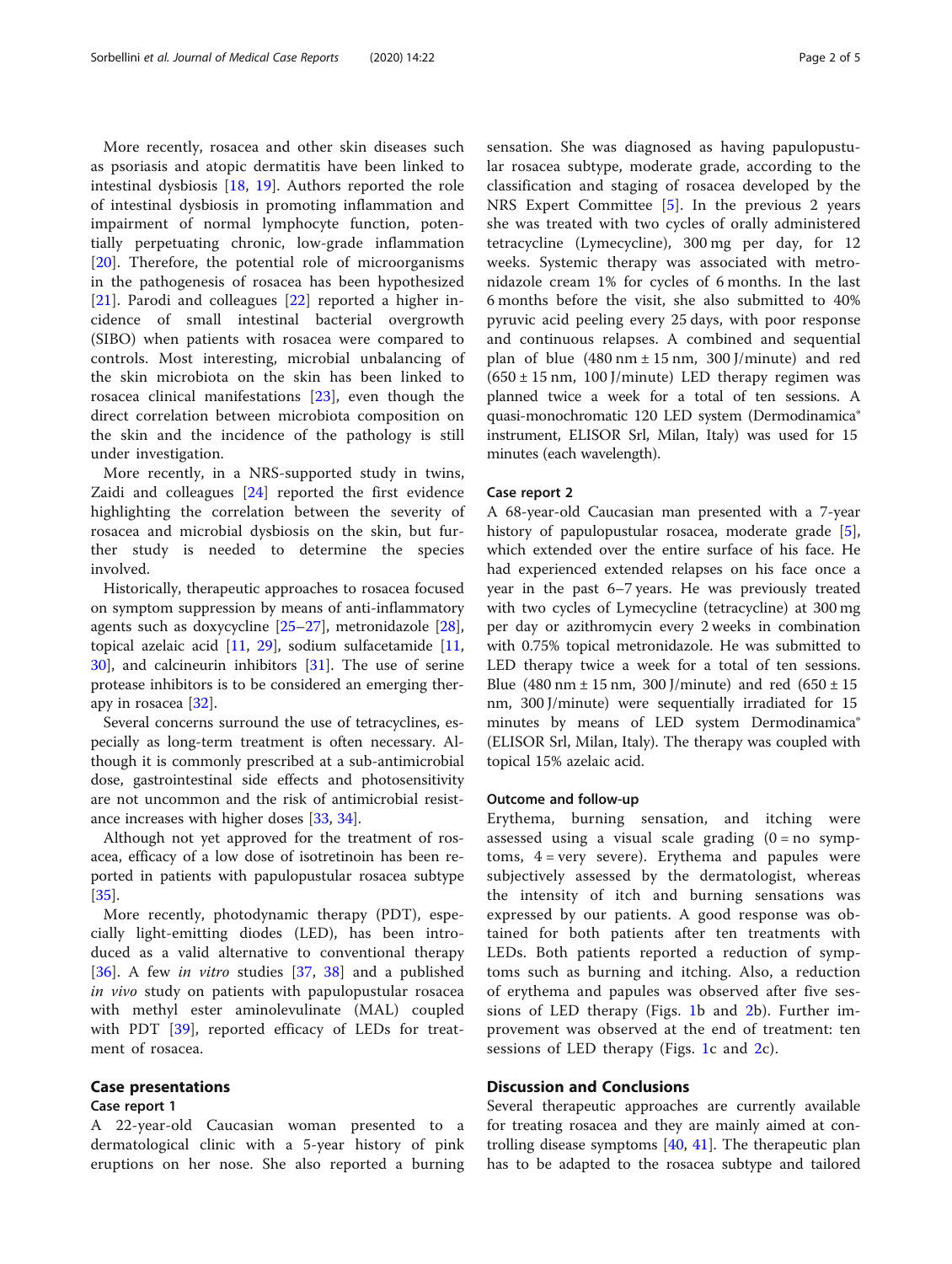More recently, rosacea and other skin diseases such as psoriasis and atopic dermatitis have been linked to intestinal dysbiosis [18, 19]. Authors reported the role of intestinal dysbiosis in promoting inflammation and impairment of normal lymphocyte function, potentially perpetuating chronic, low-grade inflammation [20]. Therefore, the potential role of microorganisms in the pathogenesis of rosacea has been hypothesized [21]. Parodi and colleagues [22] reported a higher incidence of small intestinal bacterial overgrowth (SIBO) when patients with rosacea were compared to controls. Most interesting, microbial unbalancing of the skin microbiota on the skin has been linked to rosacea clinical manifestations [23], even though the direct correlation between microbiota composition on the skin and the incidence of the pathology is still under investigation.

More recently, in a NRS-supported study in twins, Zaidi and colleagues [24] reported the first evidence highlighting the correlation between the severity of rosacea and microbial dysbiosis on the skin, but further study is needed to determine the species involved.

Historically, therapeutic approaches to rosacea focused on symptom suppression by means of anti-inflammatory agents such as doxycycline [25–27], metronidazole [28], topical azelaic acid [11, 29], sodium sulfacetamide [11, 30], and calcineurin inhibitors [31]. The use of serine protease inhibitors is to be considered an emerging therapy in rosacea [32].

Several concerns surround the use of tetracyclines, especially as long-term treatment is often necessary. Although it is commonly prescribed at a sub-antimicrobial dose, gastrointestinal side effects and photosensitivity are not uncommon and the risk of antimicrobial resistance increases with higher doses [33, 34].

Although not yet approved for the treatment of rosacea, efficacy of a low dose of isotretinoin has been reported in patients with papulopustular rosacea subtype [35].

More recently, photodynamic therapy (PDT), especially light-emitting diodes (LED), has been introduced as a valid alternative to conventional therapy [36]. A few *in vitro* studies [37, 38] and a published *in vivo* study on patients with papulopustular rosacea with methyl ester aminolevulinate (MAL) coupled with PDT [39], reported efficacy of LEDs for treatment of rosacea.

## Case presentations

### Case report 1

A 22-year-old Caucasian woman presented to a dermatological clinic with a 5-year history of pink eruptions on her nose. She also reported a burning sensation. She was diagnosed as having papulopustular rosacea subtype, moderate grade, according to the classification and staging of rosacea developed by the NRS Expert Committee [5]. In the previous 2 years she was treated with two cycles of orally administered tetracycline (Lymecycline), 300 mg per day, for 12 weeks. Systemic therapy was associated with metronidazole cream 1% for cycles of 6 months. In the last 6 months before the visit, she also submitted to 40% pyruvic acid peeling every 25 days, with poor response and continuous relapses. A combined and sequential plan of blue (480 nm ± 15 nm, 300 J/minute) and red (650 ± 15 nm, 100 J/minute) LED therapy regimen was planned twice a week for a total of ten sessions. A quasi-monochromatic 120 LED system (Dermodinamica® instrument, ELISOR Srl, Milan, Italy) was used for 15 minutes (each wavelength).

### Case report 2

A 68-year-old Caucasian man presented with a 7-year history of papulopustular rosacea, moderate grade [5], which extended over the entire surface of his face. He had experienced extended relapses on his face once a year in the past 6–7 years. He was previously treated with two cycles of Lymecycline (tetracycline) at 300 mg per day or azithromycin every 2 weeks in combination with 0.75% topical metronidazole. He was submitted to LED therapy twice a week for a total of ten sessions. Blue (480 nm ± 15 nm, 300 J/minute) and red (650 ± 15 nm, 300 J/minute) were sequentially irradiated for 15 minutes by means of LED system Dermodinamica® (ELISOR Srl, Milan, Italy). The therapy was coupled with topical 15% azelaic acid.

### Outcome and follow-up

Erythema, burning sensation, and itching were assessed using a visual scale grading (0 = no symptoms, 4 = very severe). Erythema and papules were subjectively assessed by the dermatologist, whereas the intensity of itch and burning sensations was expressed by our patients. A good response was obtained for both patients after ten treatments with LEDs. Both patients reported a reduction of symptoms such as burning and itching. Also, a reduction of erythema and papules was observed after five sessions of LED therapy (Figs. 1b and 2b). Further improvement was observed at the end of treatment: ten sessions of LED therapy (Figs. 1c and 2c).

## Discussion and Conclusions

Several therapeutic approaches are currently available for treating rosacea and they are mainly aimed at controlling disease symptoms [40, 41]. The therapeutic plan has to be adapted to the rosacea subtype and tailored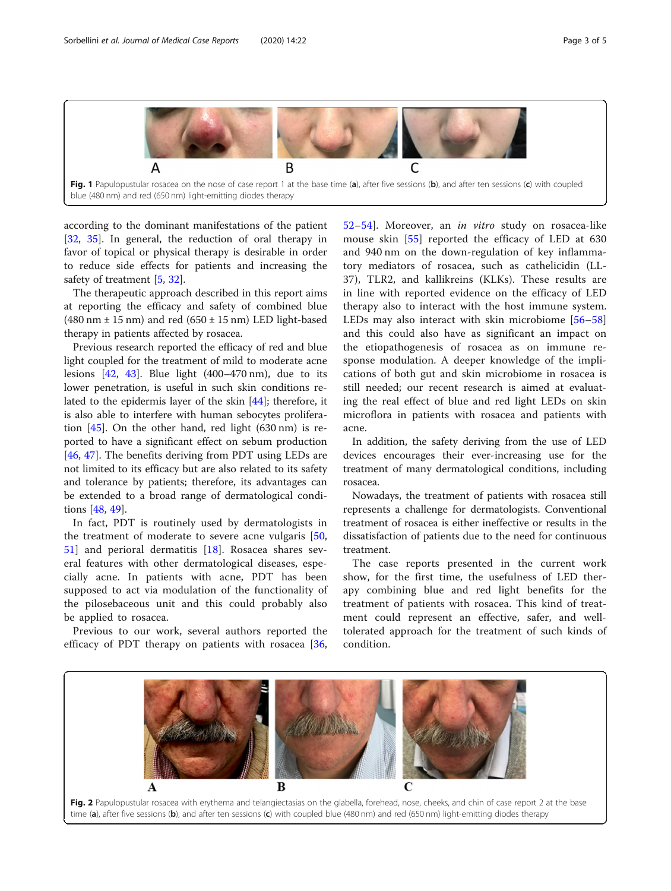Fig. 1 Papulopustular rosacea on the nose of case report 1 at the base time (a), after five sessions (b), and after ten sessions (c) with coupled blue (480 nm) and red (650 nm) light-emitting diodes therapy

according to the dominant manifestations of the patient [32, 35]. In general, the reduction of oral therapy in favor of topical or physical therapy is desirable in order to reduce side effects for patients and increasing the safety of treatment [5, 32].

The therapeutic approach described in this report aims at reporting the efficacy and safety of combined blue (480 nm ± 15 nm) and red (650 ± 15 nm) LED light-based therapy in patients affected by rosacea.

Previous research reported the efficacy of red and blue light coupled for the treatment of mild to moderate acne lesions [42, 43]. Blue light (400–470 nm), due to its lower penetration, is useful in such skin conditions related to the epidermis layer of the skin [44]; therefore, it is also able to interfere with human sebocytes proliferation [45]. On the other hand, red light (630 nm) is reported to have a significant effect on sebum production [46, 47]. The benefits deriving from PDT using LEDs are not limited to its efficacy but are also related to its safety and tolerance by patients; therefore, its advantages can be extended to a broad range of dermatological conditions [48, 49].

In fact, PDT is routinely used by dermatologists in the treatment of moderate to severe acne vulgaris [50, 51] and perioral dermatitis [18]. Rosacea shares several features with other dermatological diseases, especially acne. In patients with acne, PDT has been supposed to act via modulation of the functionality of the pilosebaceous unit and this could probably also be applied to rosacea.

Previous to our work, several authors reported the efficacy of PDT therapy on patients with rosacea [36, 52–54]. Moreover, an *in vitro* study on rosacea-like mouse skin [55] reported the efficacy of LED at 630 and 940 nm on the down-regulation of key inflammatory mediators of rosacea, such as cathelicidin (LL-37), TLR2, and kallikreins (KLKs). These results are in line with reported evidence on the efficacy of LED therapy also to interact with the host immune system. LEDs may also interact with skin microbiome [56–58] and this could also have as significant an impact on the etiopathogenesis of rosacea as on immune response modulation. A deeper knowledge of the implications of both gut and skin microbiome in rosacea is still needed; our recent research is aimed at evaluating the real effect of blue and red light LEDs on skin microflora in patients with rosacea and patients with acne.

In addition, the safety deriving from the use of LED devices encourages their ever-increasing use for the treatment of many dermatological conditions, including rosacea.

Nowadays, the treatment of patients with rosacea still represents a challenge for dermatologists. Conventional treatment of rosacea is either ineffective or results in the dissatisfaction of patients due to the need for continuous treatment.

The case reports presented in the current work show, for the first time, the usefulness of LED therapy combining blue and red light benefits for the treatment of patients with rosacea. This kind of treatment could represent an effective, safer, and well-tolerated approach for the treatment of such kinds of condition.

Fig. 2 Papulopustular rosacea with erythema and telangiectasias on the glabella, forehead, nose, cheeks, and chin of case report 2 at the base time (a), after five sessions (b), and after ten sessions (c) with coupled blue (480 nm) and red (650 nm) light-emitting diodes therapy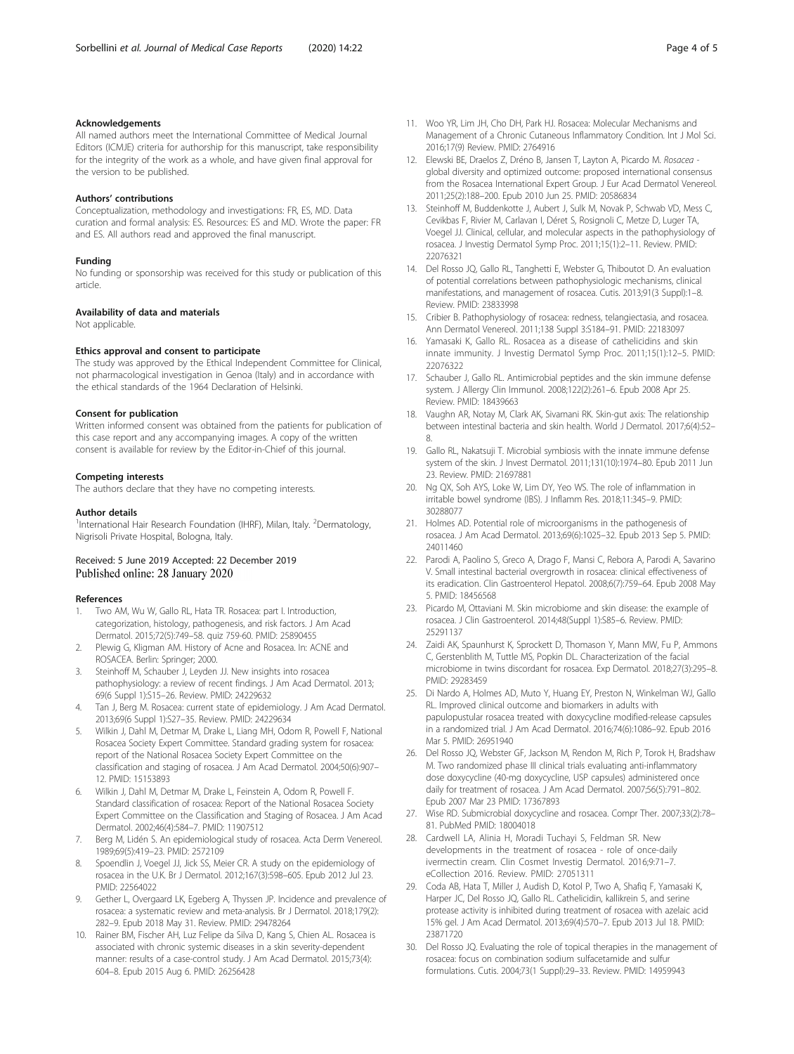### Acknowledgements

All named authors meet the International Committee of Medical Journal Editors (ICMJE) criteria for authorship for this manuscript, take responsibility for the integrity of the work as a whole, and have given final approval for the version to be published.

### Authors' contributions

Conceptualization, methodology and investigations: FR, ES, MD. Data curation and formal analysis: ES. Resources: ES and MD. Wrote the paper: FR and ES. All authors read and approved the final manuscript.

### Funding

No funding or sponsorship was received for this study or publication of this article.

### Availability of data and materials

Not applicable.

### Ethics approval and consent to participate

The study was approved by the Ethical Independent Committee for Clinical, not pharmacological investigation in Genoa (Italy) and in accordance with the ethical standards of the 1964 Declaration of Helsinki.

### Consent for publication

Written informed consent was obtained from the patients for publication of this case report and any accompanying images. A copy of the written consent is available for review by the Editor-in-Chief of this journal.

### Competing interests

The authors declare that they have no competing interests.

### Author details

[1]International Hair Research Foundation (IHRF), Milan, Italy. [2]Dermatology, Nigrisoli Private Hospital, Bologna, Italy.

Received: 5 June 2019 Accepted: 22 December 2019
Published online: 28 January 2020

### References

1. Two AM, Wu W, Gallo RL, Hata TR. Rosacea: part I. Introduction, categorization, histology, pathogenesis, and risk factors. J Am Acad Dermatol. 2015;72(5):749–58. quiz 759-60. PMID: 25890455
2. Plewig G, Kligman AM. History of Acne and Rosacea. In: ACNE and ROSACEA. Berlin: Springer; 2000.
3. Steinhoff M, Schauber J, Leyden JJ. New insights into rosacea pathophysiology: a review of recent findings. J Am Acad Dermatol. 2013; 69(6 Suppl 1):S15–26. Review. PMID: 24229632
4. Tan J, Berg M. Rosacea: current state of epidemiology. J Am Acad Dermatol. 2013;69(6 Suppl 1):S27–35. Review. PMID: 24229634
5. Wilkin J, Dahl M, Detmar M, Drake L, Liang MH, Odom R, Powell F, National Rosacea Society Expert Committee. Standard grading system for rosacea: report of the National Rosacea Society Expert Committee on the classification and staging of rosacea. J Am Acad Dermatol. 2004;50(6):907–12. PMID: 15153893
6. Wilkin J, Dahl M, Detmar M, Drake L, Feinstein A, Odom R, Powell F. Standard classification of rosacea: Report of the National Rosacea Society Expert Committee on the Classification and Staging of Rosacea. J Am Acad Dermatol. 2002;46(4):584–7. PMID: 11907512
7. Berg M, Lidén S. An epidemiological study of rosacea. Acta Derm Venereol. 1989;69(5):419–23. PMID: 2572109
8. Spoendlin J, Voegel JJ, Jick SS, Meier CR. A study on the epidemiology of rosacea in the U.K. Br J Dermatol. 2012;167(3):598–605. Epub 2012 Jul 23. PMID: 22564022
9. Gether L, Overgaard LK, Egeberg A, Thyssen JP. Incidence and prevalence of rosacea: a systematic review and meta-analysis. Br J Dermatol. 2018;179(2): 282–9. Epub 2018 May 31. Review. PMID: 29478264
10. Rainer BM, Fischer AH, Luz Felipe da Silva D, Kang S, Chien AL. Rosacea is associated with chronic systemic diseases in a skin severity-dependent manner: results of a case-control study. J Am Acad Dermatol. 2015;73(4): 604–8. Epub 2015 Aug 6. PMID: 26256428
11. Woo YR, Lim JH, Cho DH, Park HJ. Rosacea: Molecular Mechanisms and Management of a Chronic Cutaneous Inflammatory Condition. Int J Mol Sci. 2016;17(9) Review. PMID: 2764916
12. Elewski BE, Draelos Z, Dréno B, Jansen T, Layton A, Picardo M. *Rosacea* - global diversity and optimized outcome: proposed international consensus from the Rosacea International Expert Group. J Eur Acad Dermatol Venereol. 2011;25(2):188–200. Epub 2010 Jun 25. PMID: 20586834
13. Steinhoff M, Buddenkotte J, Aubert J, Sulk M, Novak P, Schwab VD, Mess C, Cevikbas F, Rivier M, Carlavan I, Déret S, Rosignoli C, Metze D, Luger TA, Voegel JJ. Clinical, cellular, and molecular aspects in the pathophysiology of rosacea. J Investig Dermatol Symp Proc. 2011;15(1):2–11. Review. PMID: 22076321
14. Del Rosso JQ, Gallo RL, Tanghetti E, Webster G, Thiboutot D. An evaluation of potential correlations between pathophysiologic mechanisms, clinical manifestations, and management of rosacea. Cutis. 2013;91(3 Suppl):1–8. Review. PMID: 23833998
15. Cribier B. Pathophysiology of rosacea: redness, telangiectasia, and rosacea. Ann Dermatol Venereol. 2011;138 Suppl 3:S184–91. PMID: 22183097
16. Yamasaki K, Gallo RL. Rosacea as a disease of cathelicidins and skin innate immunity. J Investig Dermatol Symp Proc. 2011;15(1):12–5. PMID: 22076322
17. Schauber J, Gallo RL. Antimicrobial peptides and the skin immune defense system. J Allergy Clin Immunol. 2008;122(2):261–6. Epub 2008 Apr 25. Review. PMID: 18439663
18. Vaughn AR, Notay M, Clark AK, Sivamani RK. Skin-gut axis: The relationship between intestinal bacteria and skin health. World J Dermatol. 2017;6(4):52–8.
19. Gallo RL, Nakatsuji T. Microbial symbiosis with the innate immune defense system of the skin. J Invest Dermatol. 2011;131(10):1974–80. Epub 2011 Jun 23. Review. PMID: 21697881
20. Ng QX, Soh AYS, Loke W, Lim DY, Yeo WS. The role of inflammation in irritable bowel syndrome (IBS). J Inflamm Res. 2018;11:345–9. PMID: 30288077
21. Holmes AD. Potential role of microorganisms in the pathogenesis of rosacea. J Am Acad Dermatol. 2013;69(6):1025–32. Epub 2013 Sep 5. PMID: 24011460
22. Parodi A, Paolino S, Greco A, Drago F, Mansi C, Rebora A, Parodi A, Savarino V. Small intestinal bacterial overgrowth in rosacea: clinical effectiveness of its eradication. Clin Gastroenterol Hepatol. 2008;6(7):759–64. Epub 2008 May 5. PMID: 18456568
23. Picardo M, Ottaviani M. Skin microbiome and skin disease: the example of rosacea. J Clin Gastroenterol. 2014;48(Suppl 1):S85–6. Review. PMID: 25291137
24. Zaidi AK, Spaunhurst K, Sprockett D, Thomason Y, Mann MW, Fu P, Ammons C, Gerstenblith M, Tuttle MS, Popkin DL. Characterization of the facial microbiome in twins discordant for rosacea. Exp Dermatol. 2018;27(3):295–8. PMID: 29283459
25. Di Nardo A, Holmes AD, Muto Y, Huang EY, Preston N, Winkelman WJ, Gallo RL. Improved clinical outcome and biomarkers in adults with papulopustular rosacea treated with doxycycline modified-release capsules in a randomized trial. J Am Acad Dermatol. 2016;74(6):1086–92. Epub 2016 Mar 5. PMID: 26951940
26. Del Rosso JQ, Webster GF, Jackson M, Rendon M, Rich P, Torok H, Bradshaw M. Two randomized phase III clinical trials evaluating anti-inflammatory dose doxycycline (40-mg doxycycline, USP capsules) administered once daily for treatment of rosacea. J Am Acad Dermatol. 2007;56(5):791–802. Epub 2007 Mar 23 PMID: 17367893
27. Wise RD. Submicrobial doxycycline and rosacea. Compr Ther. 2007;33(2):78–81. PubMed PMID: 18004018
28. Cardwell LA, Alinia H, Moradi Tuchayi S, Feldman SR. New developments in the treatment of rosacea - role of once-daily ivermectin cream. Clin Cosmet Investig Dermatol. 2016;9:71–7. eCollection 2016. Review. PMID: 27051311
29. Coda AB, Hata T, Miller J, Audish D, Kotol P, Two A, Shafiq F, Yamasaki K, Harper JC, Del Rosso JQ, Gallo RL. Cathelicidin, kallikrein 5, and serine protease activity is inhibited during treatment of rosacea with azelaic acid 15% gel. J Am Acad Dermatol. 2013;69(4):570–7. Epub 2013 Jul 18. PMID: 23871720
30. Del Rosso JQ. Evaluating the role of topical therapies in the management of rosacea: focus on combination sodium sulfacetamide and sulfur formulations. Cutis. 2004;73(1 Suppl):29–33. Review. PMID: 14959943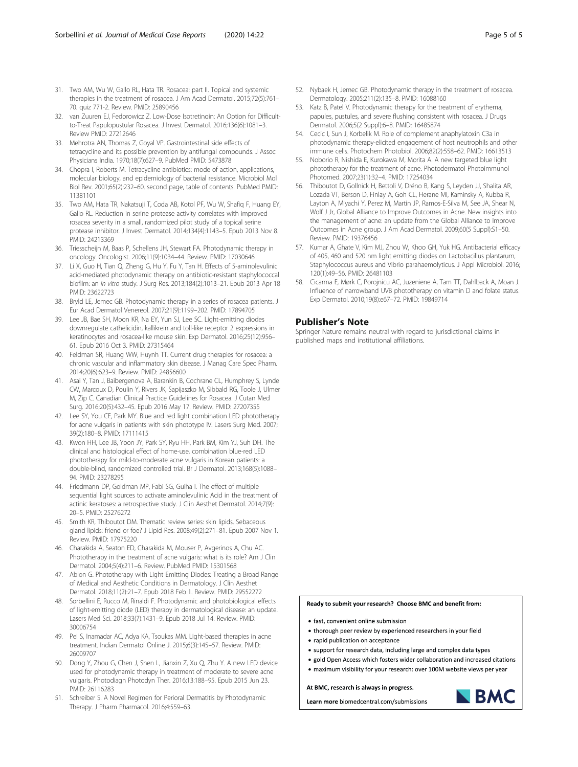31. Two AM, Wu W, Gallo RL, Hata TR. Rosacea: part II. Topical and systemic therapies in the treatment of rosacea. J Am Acad Dermatol. 2015;72(5):761–70. quiz 771-2. Review. PMID: 25890456
32. van Zuuren EJ, Fedorowicz Z. Low-Dose Isotretinoin: An Option for Difficult-to-Treat Papulopustular Rosacea. J Invest Dermatol. 2016;136(6):1081–3. Review PMID: 27212646
33. Mehrotra AN, Thomas Z, Goyal VP. Gastrointestinal side effects of tetracycline and its possible prevention by antifungal compounds. J Assoc Physicians India. 1970;18(7):627–9. PubMed PMID: 5473878
34. Chopra I, Roberts M. Tetracycline antibiotics: mode of action, applications, molecular biology, and epidemiology of bacterial resistance. Microbiol Mol Biol Rev. 2001;65(2):232–60. second page, table of contents. PubMed PMID: 11381101
35. Two AM, Hata TR, Nakatsuji T, Coda AB, Kotol PF, Wu W, Shafiq F, Huang EY, Gallo RL. Reduction in serine protease activity correlates with improved rosacea severity in a small, randomized pilot study of a topical serine protease inhibitor. J Invest Dermatol. 2014;134(4):1143–5. Epub 2013 Nov 8. PMID: 24213369
36. Triesscheijn M, Baas P, Schellens JH, Stewart FA. Photodynamic therapy in oncology. Oncologist. 2006;11(9):1034–44. Review. PMID: 17030646
37. Li X, Guo H, Tian Q, Zheng G, Hu Y, Fu Y, Tan H. Effects of 5-aminolevulinic acid-mediated photodynamic therapy on antibiotic-resistant staphylococcal biofilm: an *in vitro* study. J Surg Res. 2013;184(2):1013–21. Epub 2013 Apr 18 PMID: 23622723
38. Bryld LE, Jemec GB. Photodynamic therapy in a series of rosacea patients. J Eur Acad Dermatol Venereol. 2007;21(9):1199–202. PMID: 17894705
39. Lee JB, Bae SH, Moon KR, Na EY, Yun SJ, Lee SC. Light-emitting diodes downregulate cathelicidin, kallikrein and toll-like receptor 2 expressions in keratinocytes and rosacea-like mouse skin. Exp Dermatol. 2016;25(12):956–61. Epub 2016 Oct 3. PMID: 27315464
40. Feldman SR, Huang WW, Huynh TT. Current drug therapies for rosacea: a chronic vascular and inflammatory skin disease. J Manag Care Spec Pharm. 2014;20(6):623–9. Review. PMID: 24856600
41. Asai Y, Tan J, Baibergenova A, Barankin B, Cochrane CL, Humphrey S, Lynde CW, Marcoux D, Poulin Y, Rivers JK, Sapijaszko M, Sibbald RG, Toole J, Ulmer M, Zip C. Canadian Clinical Practice Guidelines for Rosacea. J Cutan Med Surg. 2016;20(5):432–45. Epub 2016 May 17. Review. PMID: 27207355
42. Lee SY, You CE, Park MY. Blue and red light combination LED phototherapy for acne vulgaris in patients with skin phototype IV. Lasers Surg Med. 2007; 39(2):180–8. PMID: 17111415
43. Kwon HH, Lee JB, Yoon JY, Park SY, Ryu HH, Park BM, Kim YJ, Suh DH. The clinical and histological effect of home-use, combination blue-red LED phototherapy for mild-to-moderate acne vulgaris in Korean patients: a double-blind, randomized controlled trial. Br J Dermatol. 2013;168(5):1088–94. PMID: 23278295
44. Friedmann DP, Goldman MP, Fabi SG, Guiha I. The effect of multiple sequential light sources to activate aminolevulinic Acid in the treatment of actinic keratoses: a retrospective study. J Clin Aesthet Dermatol. 2014;7(9): 20–5. PMID: 25276272
45. Smith KR, Thiboutot DM. Thematic review series: skin lipids. Sebaceous gland lipids: friend or foe? J Lipid Res. 2008;49(2):271–81. Epub 2007 Nov 1. Review. PMID: 17975220
46. Charakida A, Seaton ED, Charakida M, Mouser P, Avgerinos A, Chu AC. Phototherapy in the treatment of acne vulgaris: what is its role? Am J Clin Dermatol. 2004;5(4):211–6. Review. PubMed PMID: 15301568
47. Ablon G. Phototherapy with Light Emitting Diodes: Treating a Broad Range of Medical and Aesthetic Conditions in Dermatology. J Clin Aesthet Dermatol. 2018;11(2):21–7. Epub 2018 Feb 1. Review. PMID: 29552272
48. Sorbellini E, Rucco M, Rinaldi F. Photodynamic and photobiological effects of light-emitting diode (LED) therapy in dermatological disease: an update. Lasers Med Sci. 2018;33(7):1431–9. Epub 2018 Jul 14. Review. PMID: 30006754
49. Pei S, Inamadar AC, Adya KA, Tsoukas MM. Light-based therapies in acne treatment. Indian Dermatol Online J. 2015;6(3):145–57. Review. PMID: 26009707
50. Dong Y, Zhou G, Chen J, Shen L, Jianxin Z, Xu Q, Zhu Y. A new LED device used for photodynamic therapy in treatment of moderate to severe acne vulgaris. Photodiagn Photodyn Ther. 2016;13:188–95. Epub 2015 Jun 23. PMID: 26116283
51. Schreiber S. A Novel Regimen for Perioral Dermatitis by Photodynamic Therapy. J Pharm Pharmacol. 2016;4:559–63.
52. Nybaek H, Jemec GB. Photodynamic therapy in the treatment of rosacea. Dermatology. 2005;211(2):135–8. PMID: 16088160
53. Katz B, Patel V. Photodynamic therapy for the treatment of erythema, papules, pustules, and severe flushing consistent with rosacea. J Drugs Dermatol. 2006;5(2 Suppl):6–8. PMID: 16485874
54. Cecic I, Sun J, Korbelik M. Role of complement anaphylatoxin C3a in photodynamic therapy-elicited engagement of host neutrophils and other immune cells. Photochem Photobiol. 2006;82(2):558–62. PMID: 16613513
55. Noborio R, Nishida E, Kurokawa M, Morita A. A new targeted blue light phototherapy for the treatment of acne. Photodermatol Photoimmunol Photomed. 2007;23(1):32–4. PMID: 17254034
56. Thiboutot D, Gollnick H, Bettoli V, Dréno B, Kang S, Leyden JJ, Shalita AR, Lozada VT, Berson D, Finlay A, Goh CL, Herane MI, Kaminsky A, Kubba R, Layton A, Miyachi Y, Perez M, Martin JP, Ramos-E-Silva M, See JA, Shear N, Wolf J Jr, Global Alliance to Improve Outcomes in Acne. New insights into the management of acne: an update from the Global Alliance to Improve Outcomes in Acne group. J Am Acad Dermatol. 2009;60(5 Suppl):S1–50. Review. PMID: 19376456
57. Kumar A, Ghate V, Kim MJ, Zhou W, Khoo GH, Yuk HG. Antibacterial efficacy of 405, 460 and 520 nm light emitting diodes on Lactobacillus plantarum, Staphylococcus aureus and Vibrio parahaemolyticus. J Appl Microbiol. 2016; 120(1):49–56. PMID: 26481103
58. Cicarma E, Mørk C, Porojnicu AC, Juzeniene A, Tam TT, Dahlback A, Moan J. Influence of narrowband UVB phototherapy on vitamin D and folate status. Exp Dermatol. 2010;19(8):e67–72. PMID: 19849714

## Publisher's Note

Springer Nature remains neutral with regard to jurisdictional claims in published maps and institutional affiliations.

**Ready to submit your research? Choose BMC and benefit from:**

- fast, convenient online submission
- thorough peer review by experienced researchers in your field
- rapid publication on acceptance
- support for research data, including large and complex data types
- gold Open Access which fosters wider collaboration and increased citations
- maximum visibility for your research: over 100M website views per year

**At BMC, research is always in progress.**

**Learn more** biomedcentral.com/submissions

BMC